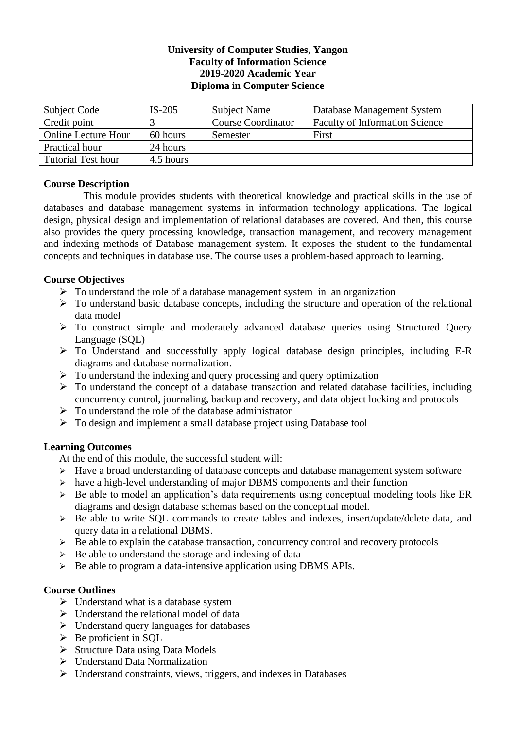**University of Computer Studies, Yangon**
**Faculty of Information Science**
**2019-2020 Academic Year**
**Diploma in Computer Science**

| | | | |
|---|---|---|---|
| Subject Code | IS-205 | Subject Name | Database Management System |
| Credit point | 3 | Course Coordinator | Faculty of Information Science |
| Online Lecture Hour | 60 hours | Semester | First |
| Practical hour | 24 hours | | |
| Tutorial Test hour | 4.5 hours | | |

## Course Description

This module provides students with theoretical knowledge and practical skills in the use of databases and database management systems in information technology applications. The logical design, physical design and implementation of relational databases are covered. And then, this course also provides the query processing knowledge, transaction management, and recovery management and indexing methods of Database management system. It exposes the student to the fundamental concepts and techniques in database use. The course uses a problem-based approach to learning.

## Course Objectives

- To understand the role of a database management system in an organization
- To understand basic database concepts, including the structure and operation of the relational data model
- To construct simple and moderately advanced database queries using Structured Query Language (SQL)
- To Understand and successfully apply logical database design principles, including E-R diagrams and database normalization.
- To understand the indexing and query processing and query optimization
- To understand the concept of a database transaction and related database facilities, including concurrency control, journaling, backup and recovery, and data object locking and protocols
- To understand the role of the database administrator
- To design and implement a small database project using Database tool

## Learning Outcomes

At the end of this module, the successful student will:

- Have a broad understanding of database concepts and database management system software
- have a high-level understanding of major DBMS components and their function
- Be able to model an application's data requirements using conceptual modeling tools like ER diagrams and design database schemas based on the conceptual model.
- Be able to write SQL commands to create tables and indexes, insert/update/delete data, and query data in a relational DBMS.
- Be able to explain the database transaction, concurrency control and recovery protocols
- Be able to understand the storage and indexing of data
- Be able to program a data-intensive application using DBMS APIs.

## Course Outlines

- Understand what is a database system
- Understand the relational model of data
- Understand query languages for databases
- Be proficient in SQL
- Structure Data using Data Models
- Understand Data Normalization
- Understand constraints, views, triggers, and indexes in Databases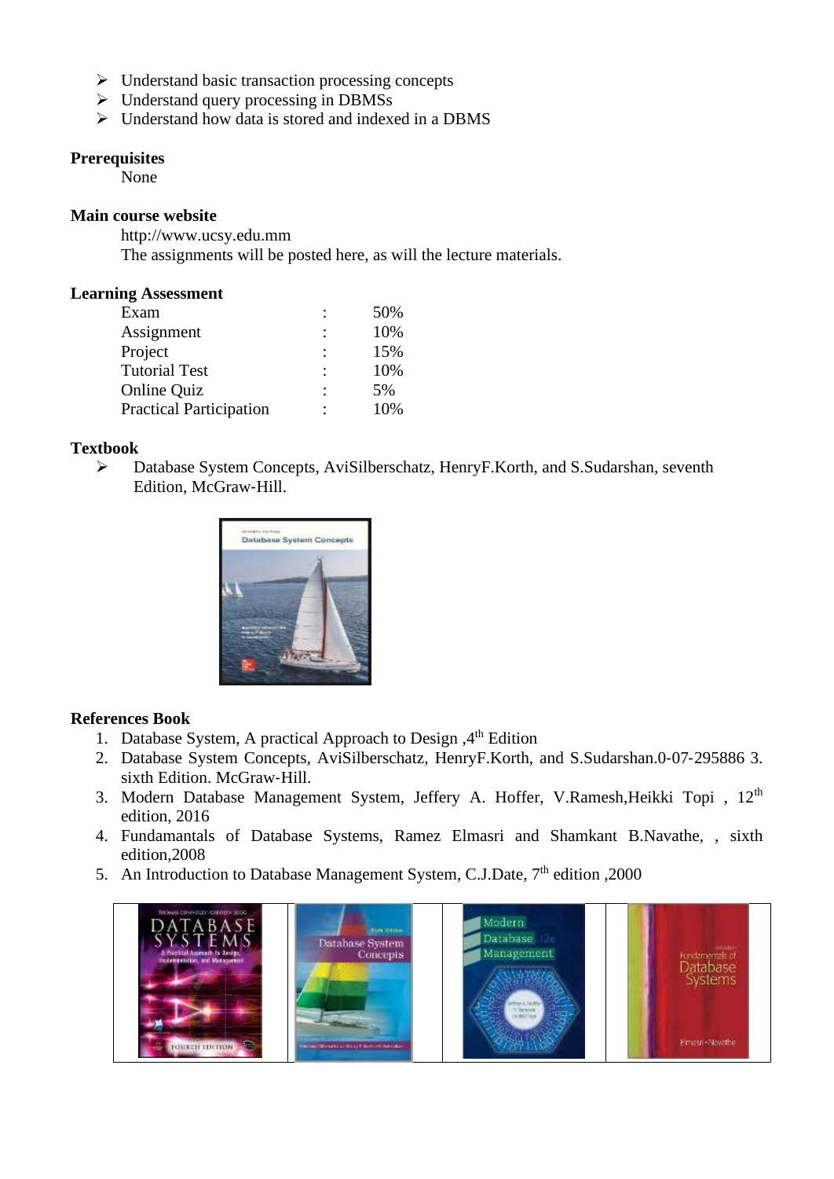- Understand basic transaction processing concepts
- Understand query processing in DBMSs
- Understand how data is stored and indexed in a DBMS

**Prerequisites**

None

**Main course website**

http://www.ucsy.edu.mm

The assignments will be posted here, as will the lecture materials.

**Learning Assessment**

| | | |
|---|---|---|
| Exam | : | 50% |
| Assignment | : | 10% |
| Project | : | 15% |
| Tutorial Test | : | 10% |
| Online Quiz | : | 5% |
| Practical Participation | : | 10% |

**Textbook**

- Database System Concepts, AviSilberschatz, HenryF.Korth, and S.Sudarshan, seventh Edition, McGraw-Hill.

**References Book**

1. Database System, A practical Approach to Design ,4th Edition
2. Database System Concepts, AviSilberschatz, HenryF.Korth, and S.Sudarshan.0-07-295886 3. sixth Edition. McGraw-Hill.
3. Modern Database Management System, Jeffery A. Hoffer, V.Ramesh,Heikki Topi , 12th edition, 2016
4. Fundamantals of Database Systems, Ramez Elmasri and Shamkant B.Navathe, , sixth edition,2008
5. An Introduction to Database Management System, C.J.Date, 7th edition ,2000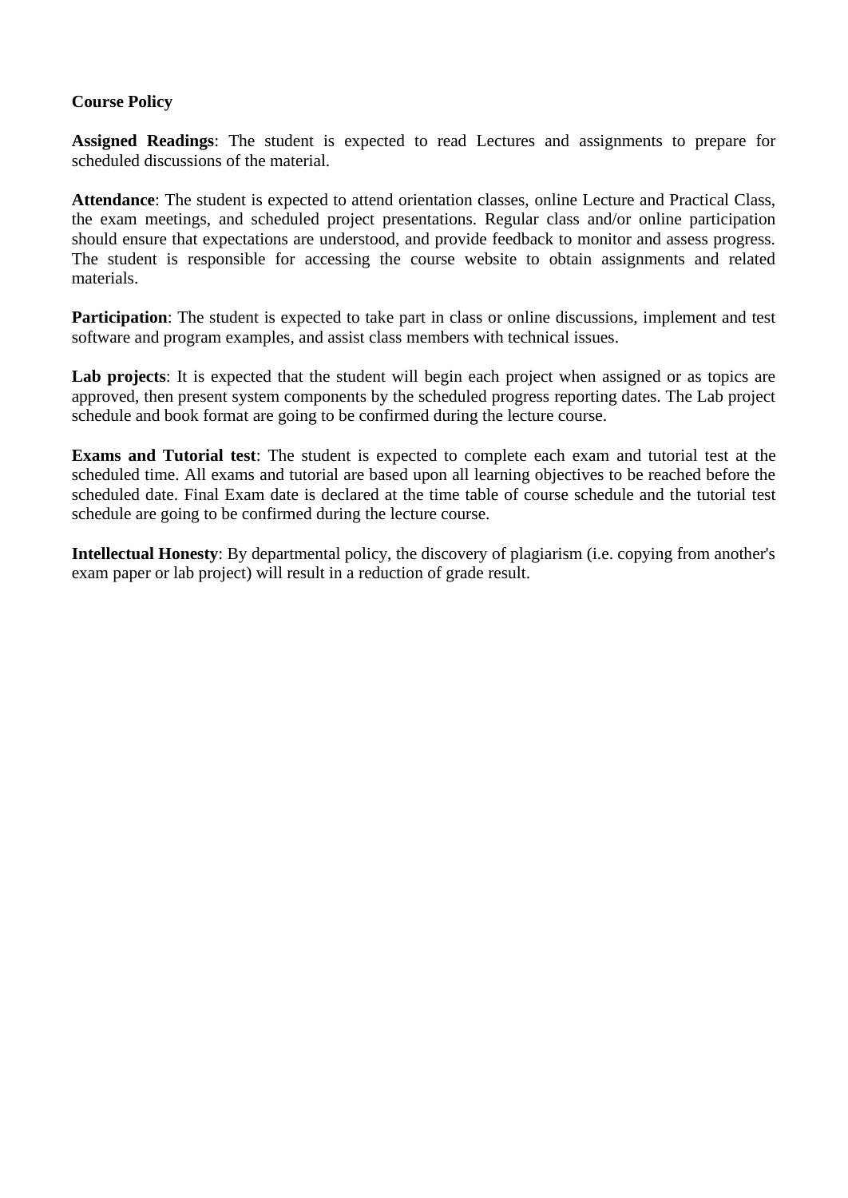**Course Policy**

**Assigned Readings**: The student is expected to read Lectures and assignments to prepare for scheduled discussions of the material.

**Attendance**: The student is expected to attend orientation classes, online Lecture and Practical Class, the exam meetings, and scheduled project presentations. Regular class and/or online participation should ensure that expectations are understood, and provide feedback to monitor and assess progress. The student is responsible for accessing the course website to obtain assignments and related materials.

**Participation**: The student is expected to take part in class or online discussions, implement and test software and program examples, and assist class members with technical issues.

**Lab projects**: It is expected that the student will begin each project when assigned or as topics are approved, then present system components by the scheduled progress reporting dates. The Lab project schedule and book format are going to be confirmed during the lecture course.

**Exams and Tutorial test**: The student is expected to complete each exam and tutorial test at the scheduled time. All exams and tutorial are based upon all learning objectives to be reached before the scheduled date. Final Exam date is declared at the time table of course schedule and the tutorial test schedule are going to be confirmed during the lecture course.

**Intellectual Honesty**: By departmental policy, the discovery of plagiarism (i.e. copying from another's exam paper or lab project) will result in a reduction of grade result.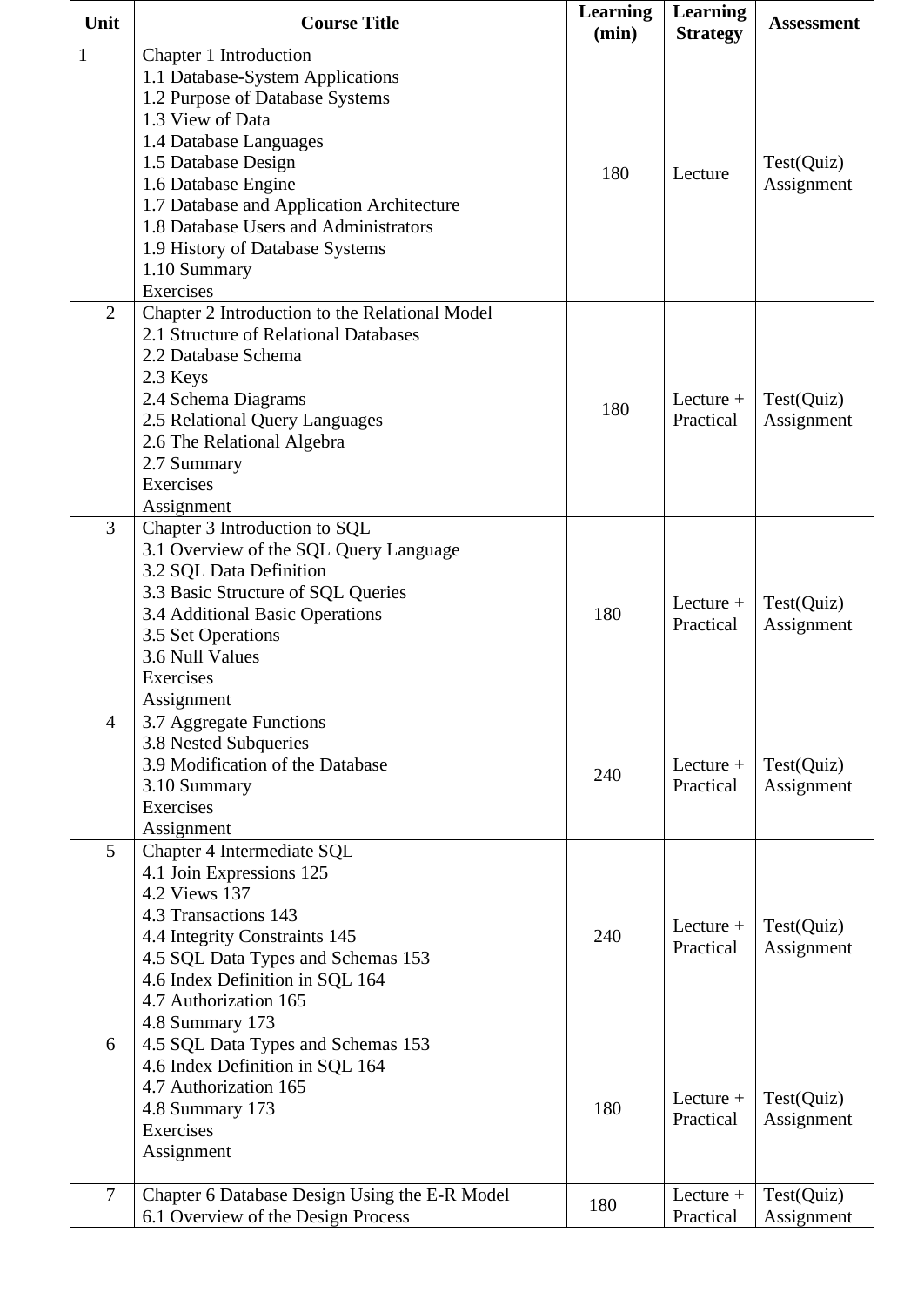| Unit | Course Title | Learning (min) | Learning Strategy | Assessment |
|---|---|---|---|---|
| 1 | Chapter 1 Introduction<br>1.1 Database-System Applications<br>1.2 Purpose of Database Systems<br>1.3 View of Data<br>1.4 Database Languages<br>1.5 Database Design<br>1.6 Database Engine<br>1.7 Database and Application Architecture<br>1.8 Database Users and Administrators<br>1.9 History of Database Systems<br>1.10 Summary<br>Exercises | 180 | Lecture | Test(Quiz)<br>Assignment |
| 2 | Chapter 2 Introduction to the Relational Model<br>2.1 Structure of Relational Databases<br>2.2 Database Schema<br>2.3 Keys<br>2.4 Schema Diagrams<br>2.5 Relational Query Languages<br>2.6 The Relational Algebra<br>2.7 Summary<br>Exercises<br>Assignment | 180 | Lecture + Practical | Test(Quiz)<br>Assignment |
| 3 | Chapter 3 Introduction to SQL<br>3.1 Overview of the SQL Query Language<br>3.2 SQL Data Definition<br>3.3 Basic Structure of SQL Queries<br>3.4 Additional Basic Operations<br>3.5 Set Operations<br>3.6 Null Values<br>Exercises<br>Assignment | 180 | Lecture + Practical | Test(Quiz)<br>Assignment |
| 4 | 3.7 Aggregate Functions<br>3.8 Nested Subqueries<br>3.9 Modification of the Database<br>3.10 Summary<br>Exercises<br>Assignment | 240 | Lecture + Practical | Test(Quiz)<br>Assignment |
| 5 | Chapter 4 Intermediate SQL<br>4.1 Join Expressions 125<br>4.2 Views 137<br>4.3 Transactions 143<br>4.4 Integrity Constraints 145<br>4.5 SQL Data Types and Schemas 153<br>4.6 Index Definition in SQL 164<br>4.7 Authorization 165<br>4.8 Summary 173 | 240 | Lecture + Practical | Test(Quiz)<br>Assignment |
| 6 | 4.5 SQL Data Types and Schemas 153<br>4.6 Index Definition in SQL 164<br>4.7 Authorization 165<br>4.8 Summary 173<br>Exercises<br>Assignment | 180 | Lecture + Practical | Test(Quiz)<br>Assignment |
| 7 | Chapter 6 Database Design Using the E-R Model<br>6.1 Overview of the Design Process | 180 | Lecture + Practical | Test(Quiz)<br>Assignment |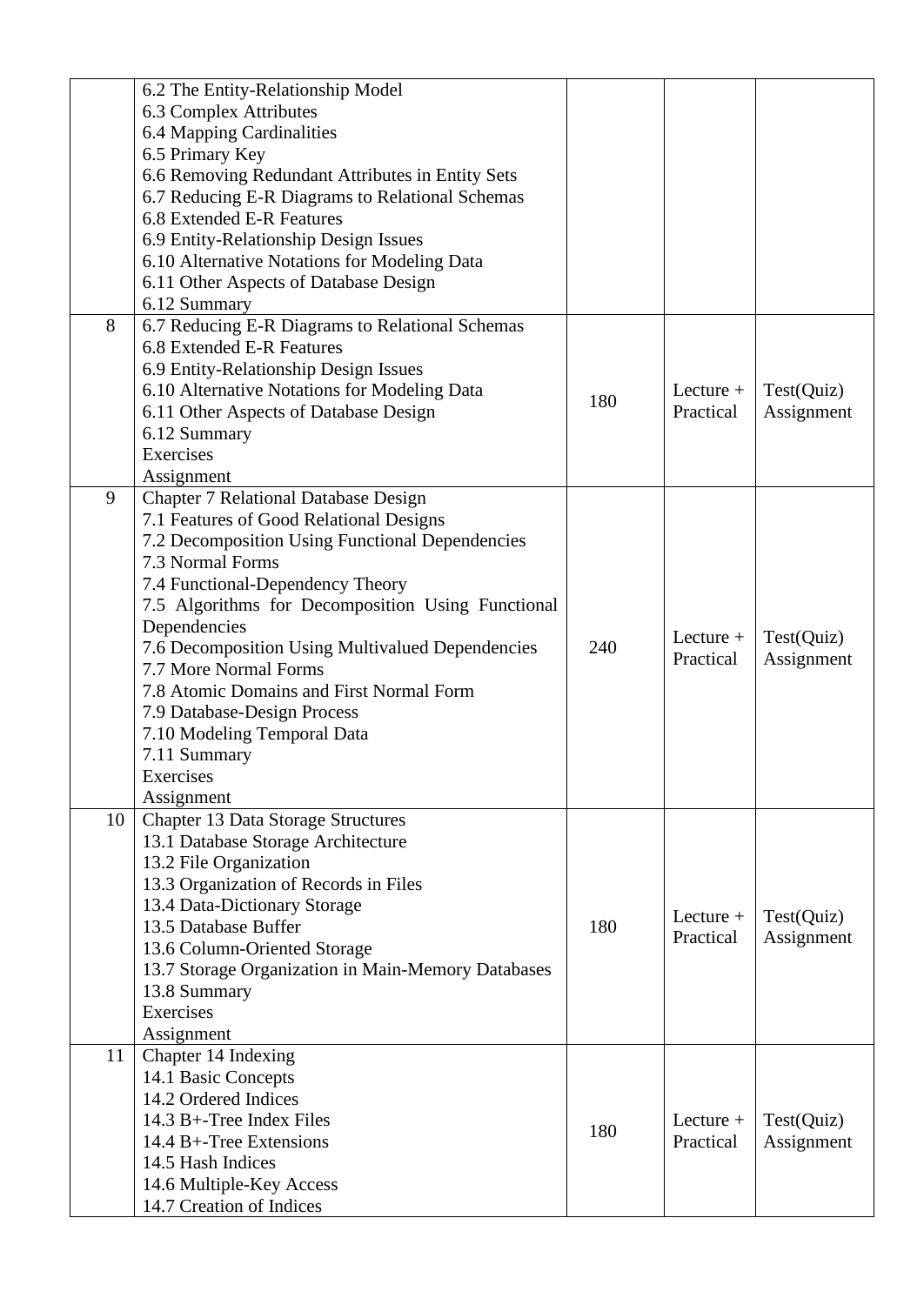| | | | | |
|---|---|---|---|---|
| | 6.2 The Entity-Relationship Model<br>6.3 Complex Attributes<br>6.4 Mapping Cardinalities<br>6.5 Primary Key<br>6.6 Removing Redundant Attributes in Entity Sets<br>6.7 Reducing E-R Diagrams to Relational Schemas<br>6.8 Extended E-R Features<br>6.9 Entity-Relationship Design Issues<br>6.10 Alternative Notations for Modeling Data<br>6.11 Other Aspects of Database Design<br>6.12 Summary | | | |
| 8 | 6.7 Reducing E-R Diagrams to Relational Schemas<br>6.8 Extended E-R Features<br>6.9 Entity-Relationship Design Issues<br>6.10 Alternative Notations for Modeling Data<br>6.11 Other Aspects of Database Design<br>6.12 Summary<br>Exercises<br>Assignment | 180 | Lecture + Practical | Test(Quiz) Assignment |
| 9 | Chapter 7 Relational Database Design<br>7.1 Features of Good Relational Designs<br>7.2 Decomposition Using Functional Dependencies<br>7.3 Normal Forms<br>7.4 Functional-Dependency Theory<br>7.5 Algorithms for Decomposition Using Functional Dependencies<br>7.6 Decomposition Using Multivalued Dependencies<br>7.7 More Normal Forms<br>7.8 Atomic Domains and First Normal Form<br>7.9 Database-Design Process<br>7.10 Modeling Temporal Data<br>7.11 Summary<br>Exercises<br>Assignment | 240 | Lecture + Practical | Test(Quiz) Assignment |
| 10 | Chapter 13 Data Storage Structures<br>13.1 Database Storage Architecture<br>13.2 File Organization<br>13.3 Organization of Records in Files<br>13.4 Data-Dictionary Storage<br>13.5 Database Buffer<br>13.6 Column-Oriented Storage<br>13.7 Storage Organization in Main-Memory Databases<br>13.8 Summary<br>Exercises<br>Assignment | 180 | Lecture + Practical | Test(Quiz) Assignment |
| 11 | Chapter 14 Indexing<br>14.1 Basic Concepts<br>14.2 Ordered Indices<br>14.3 B+-Tree Index Files<br>14.4 B+-Tree Extensions<br>14.5 Hash Indices<br>14.6 Multiple-Key Access<br>14.7 Creation of Indices | 180 | Lecture + Practical | Test(Quiz) Assignment |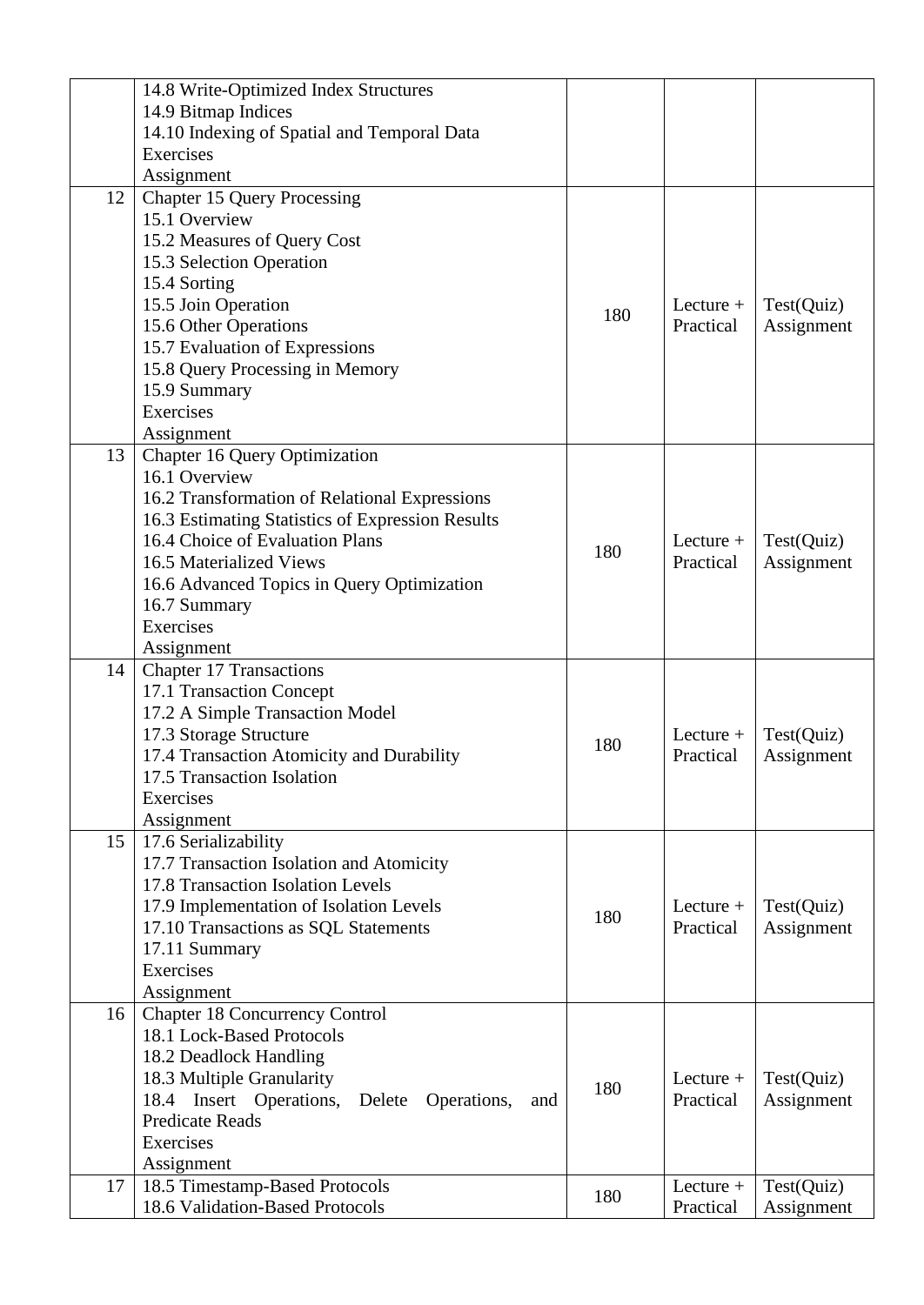| | | | | |
|---|---|---|---|---|
| | 14.8 Write-Optimized Index Structures<br>14.9 Bitmap Indices<br>14.10 Indexing of Spatial and Temporal Data<br>Exercises<br>Assignment | | | |
| 12 | Chapter 15 Query Processing<br>15.1 Overview<br>15.2 Measures of Query Cost<br>15.3 Selection Operation<br>15.4 Sorting<br>15.5 Join Operation<br>15.6 Other Operations<br>15.7 Evaluation of Expressions<br>15.8 Query Processing in Memory<br>15.9 Summary<br>Exercises<br>Assignment | 180 | Lecture + Practical | Test(Quiz) Assignment |
| 13 | Chapter 16 Query Optimization<br>16.1 Overview<br>16.2 Transformation of Relational Expressions<br>16.3 Estimating Statistics of Expression Results<br>16.4 Choice of Evaluation Plans<br>16.5 Materialized Views<br>16.6 Advanced Topics in Query Optimization<br>16.7 Summary<br>Exercises<br>Assignment | 180 | Lecture + Practical | Test(Quiz) Assignment |
| 14 | Chapter 17 Transactions<br>17.1 Transaction Concept<br>17.2 A Simple Transaction Model<br>17.3 Storage Structure<br>17.4 Transaction Atomicity and Durability<br>17.5 Transaction Isolation<br>Exercises<br>Assignment | 180 | Lecture + Practical | Test(Quiz) Assignment |
| 15 | 17.6 Serializability<br>17.7 Transaction Isolation and Atomicity<br>17.8 Transaction Isolation Levels<br>17.9 Implementation of Isolation Levels<br>17.10 Transactions as SQL Statements<br>17.11 Summary<br>Exercises<br>Assignment | 180 | Lecture + Practical | Test(Quiz) Assignment |
| 16 | Chapter 18 Concurrency Control<br>18.1 Lock-Based Protocols<br>18.2 Deadlock Handling<br>18.3 Multiple Granularity<br>18.4 Insert Operations, Delete Operations, and Predicate Reads<br>Exercises<br>Assignment | 180 | Lecture + Practical | Test(Quiz) Assignment |
| 17 | 18.5 Timestamp-Based Protocols<br>18.6 Validation-Based Protocols | 180 | Lecture + Practical | Test(Quiz) Assignment |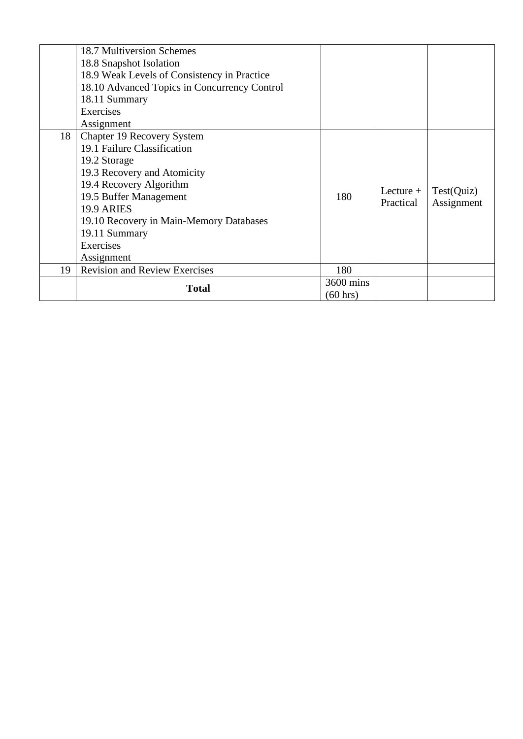| | | | | |
|---|---|---|---|---|
| | 18.7 Multiversion Schemes<br>18.8 Snapshot Isolation<br>18.9 Weak Levels of Consistency in Practice<br>18.10 Advanced Topics in Concurrency Control<br>18.11 Summary<br>Exercises<br>Assignment | | | |
| 18 | Chapter 19 Recovery System<br>19.1 Failure Classification<br>19.2 Storage<br>19.3 Recovery and Atomicity<br>19.4 Recovery Algorithm<br>19.5 Buffer Management<br>19.9 ARIES<br>19.10 Recovery in Main-Memory Databases<br>19.11 Summary<br>Exercises<br>Assignment | 180 | Lecture + Practical | Test(Quiz) Assignment |
| 19 | Revision and Review Exercises | 180 | | |
| | **Total** | 3600 mins (60 hrs) | | |